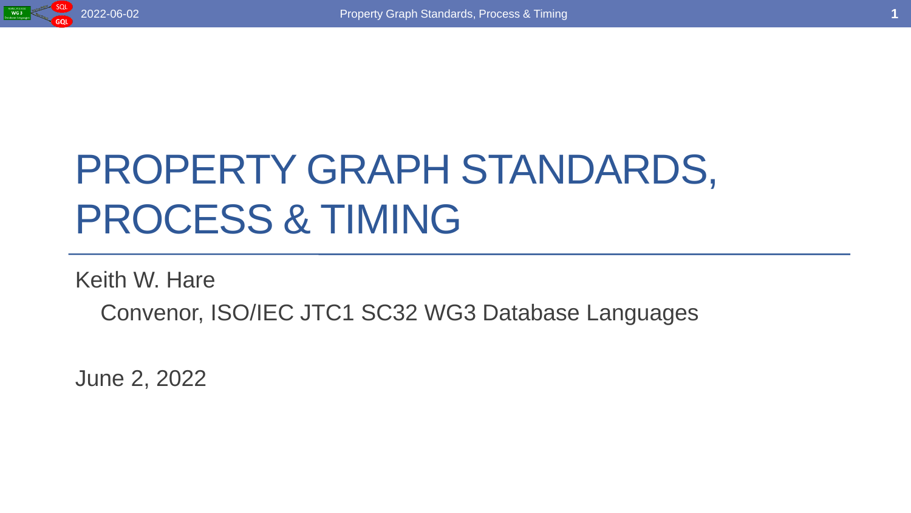# PROPERTY GRAPH STANDARDS, PROCESS & TIMING

Keith W. Hare

Convenor, ISO/IEC JTC1 SC32 WG3 Database Languages

June 2, 2022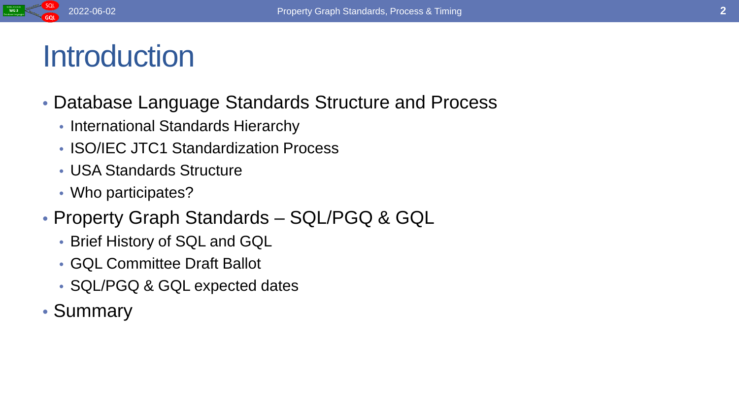# Introduction

- Database Language Standards Structure and Process
  - International Standards Hierarchy
  - ISO/IEC JTC1 Standardization Process
  - USA Standards Structure
  - Who participates?
- Property Graph Standards – SQL/PGQ & GQL
  - Brief History of SQL and GQL
  - GQL Committee Draft Ballot
  - SQL/PGQ & GQL expected dates
- Summary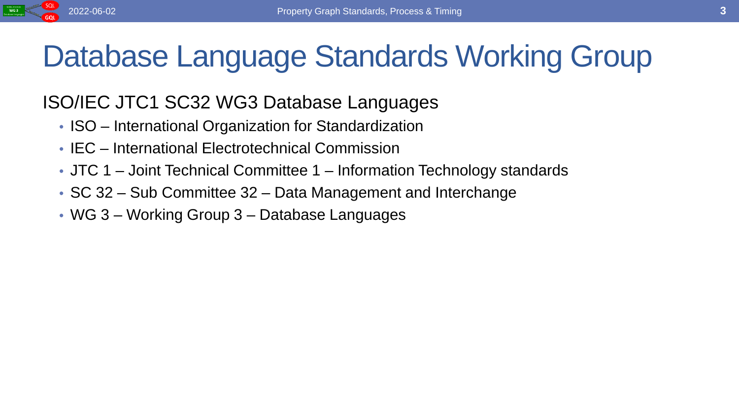# Database Language Standards Working Group

ISO/IEC JTC1 SC32 WG3 Database Languages

- ISO – International Organization for Standardization
- IEC – International Electrotechnical Commission
- JTC 1 – Joint Technical Committee 1 – Information Technology standards
- SC 32 – Sub Committee 32 – Data Management and Interchange
- WG 3 – Working Group 3 – Database Languages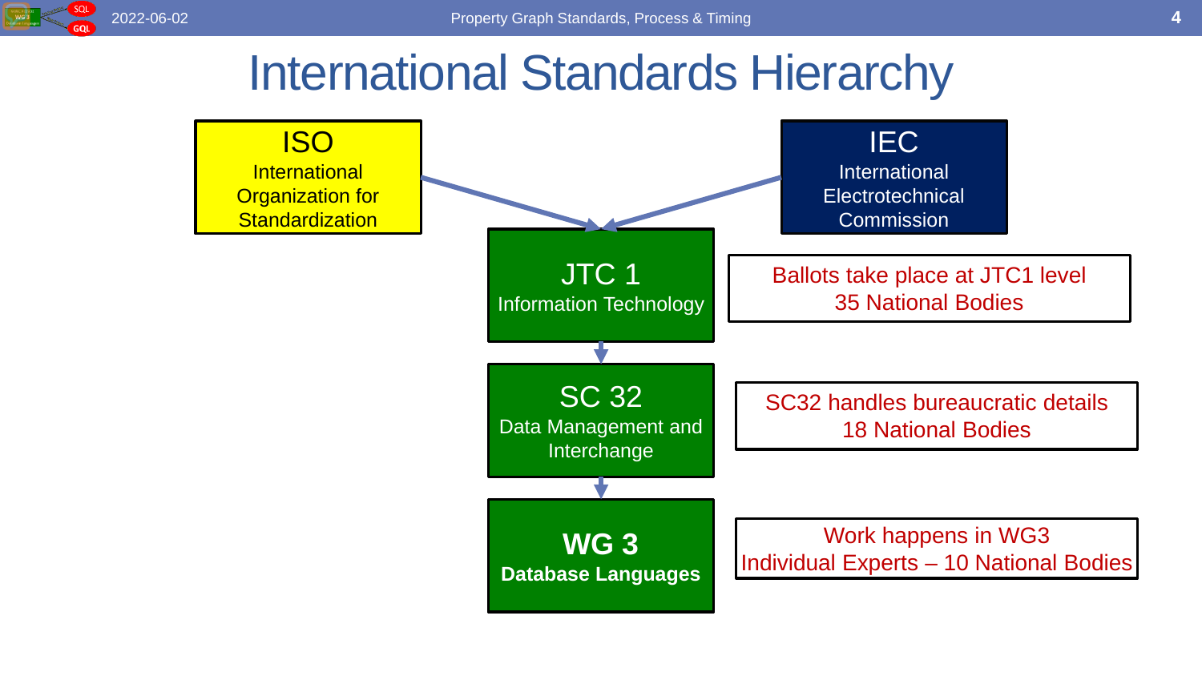# International Standards Hierarchy

**ISO**
International Organization for Standardization

**IEC**
International Electrotechnical Commission

**JTC 1**
Information Technology

Ballots take place at JTC1 level
35 National Bodies

**SC 32**
Data Management and Interchange

SC32 handles bureaucratic details
18 National Bodies

**WG 3**
**Database Languages**

Work happens in WG3
Individual Experts – 10 National Bodies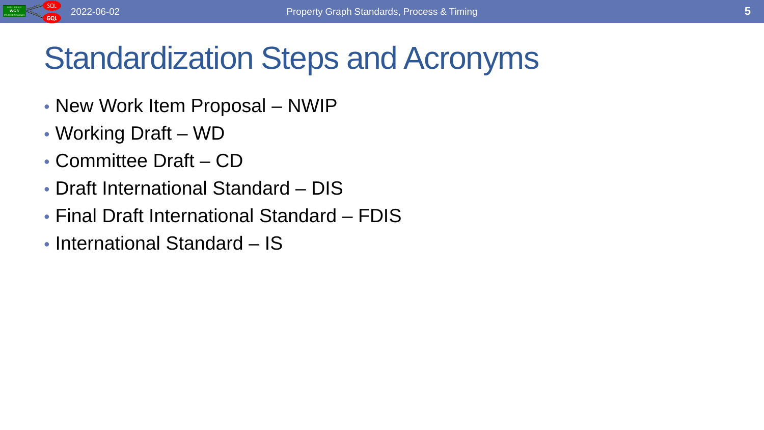# Standardization Steps and Acronyms

- New Work Item Proposal – NWIP
- Working Draft – WD
- Committee Draft – CD
- Draft International Standard – DIS
- Final Draft International Standard – FDIS
- International Standard – IS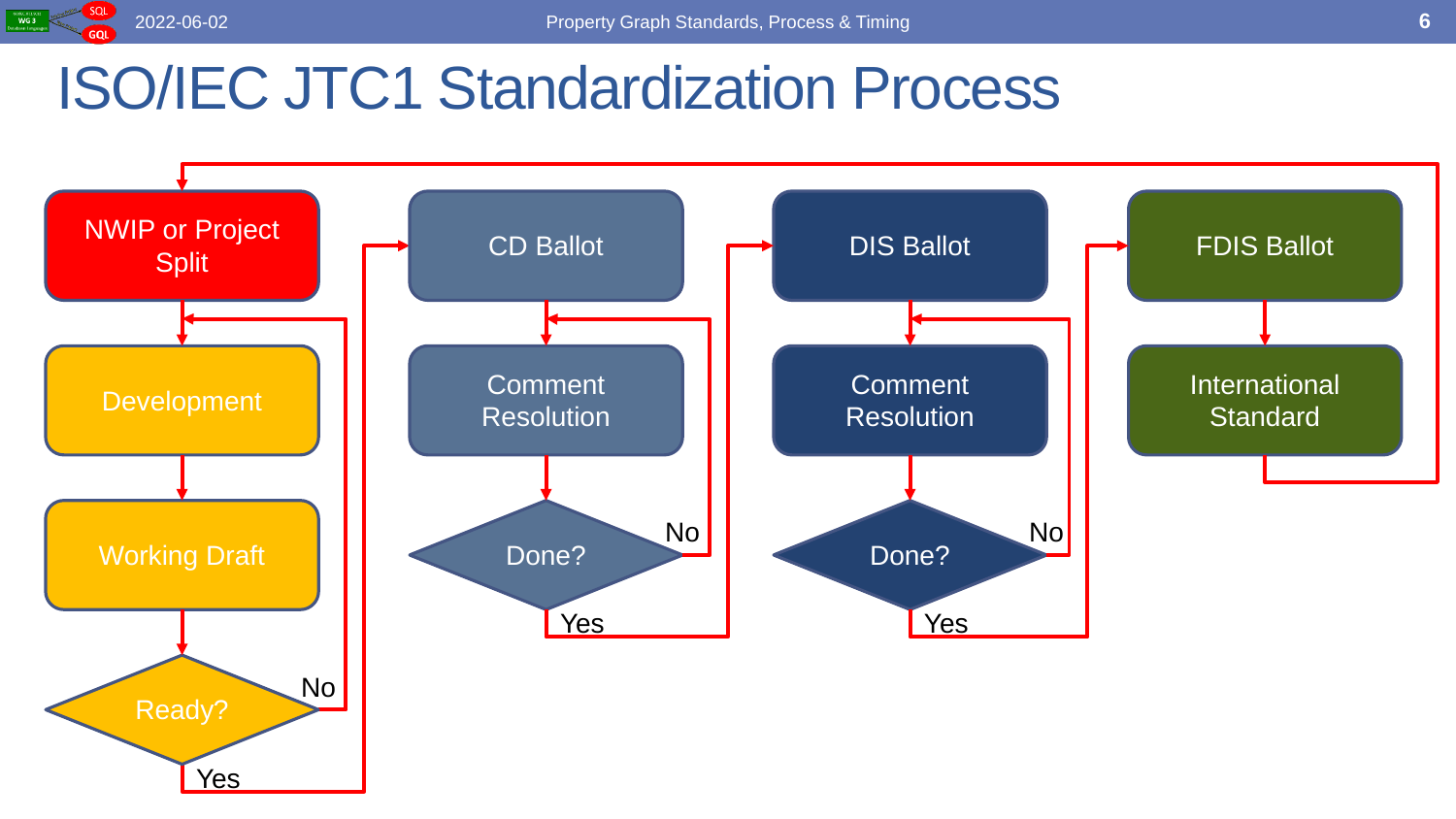# ISO/IEC JTC1 Standardization Process

NWIP or Project Split

Development

Working Draft

Ready?

No

Yes

CD Ballot

Comment Resolution

Done?

No

Yes

DIS Ballot

Comment Resolution

Done?

No

Yes

FDIS Ballot

International Standard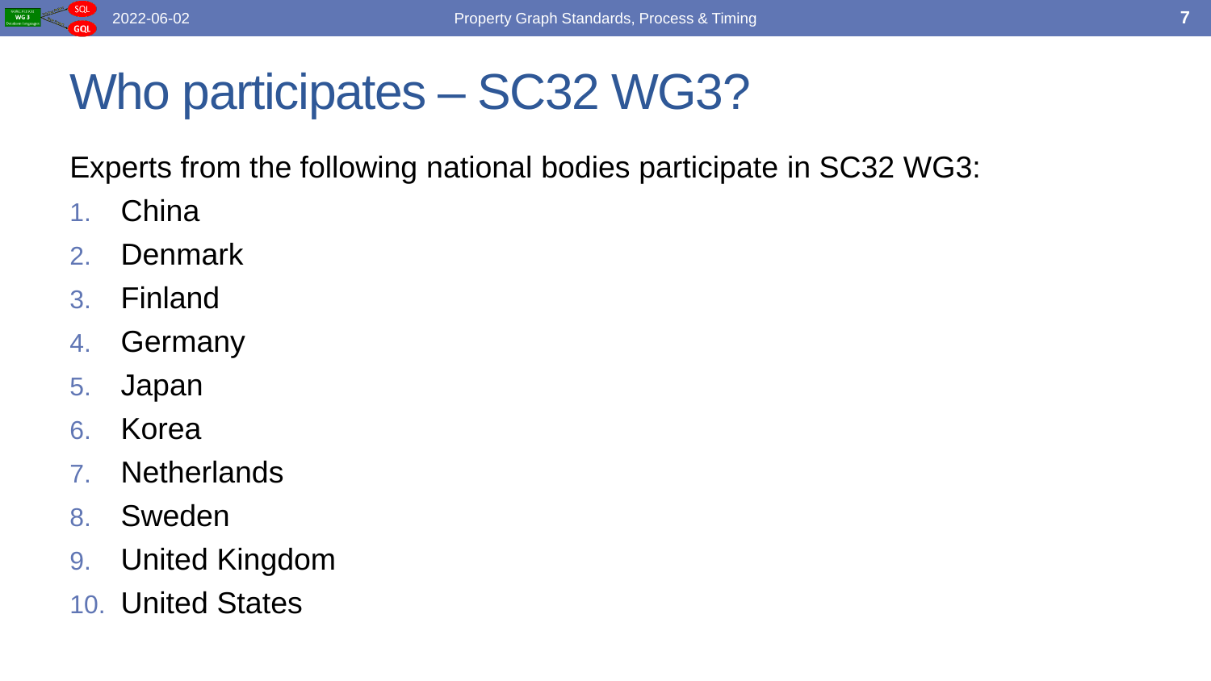# Who participates – SC32 WG3?

Experts from the following national bodies participate in SC32 WG3:

1. China
2. Denmark
3. Finland
4. Germany
5. Japan
6. Korea
7. Netherlands
8. Sweden
9. United Kingdom
10. United States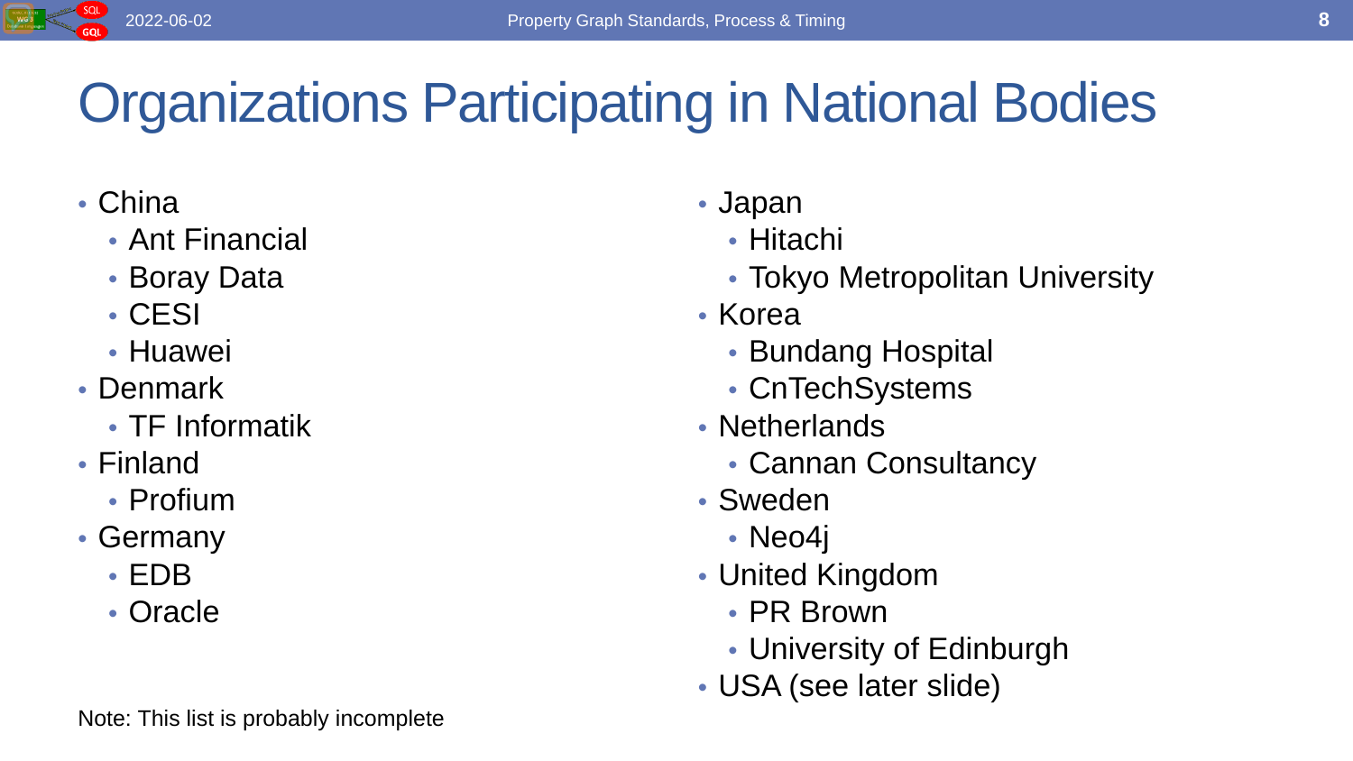# Organizations Participating in National Bodies

- China
  - Ant Financial
  - Boray Data
  - CESI
  - Huawei
- Denmark
  - TF Informatik
- Finland
  - Profium
- Germany
  - EDB
  - Oracle
- Japan
  - Hitachi
  - Tokyo Metropolitan University
- Korea
  - Bundang Hospital
  - CnTechSystems
- Netherlands
  - Cannan Consultancy
- Sweden
  - Neo4j
- United Kingdom
  - PR Brown
  - University of Edinburgh
- USA (see later slide)

Note: This list is probably incomplete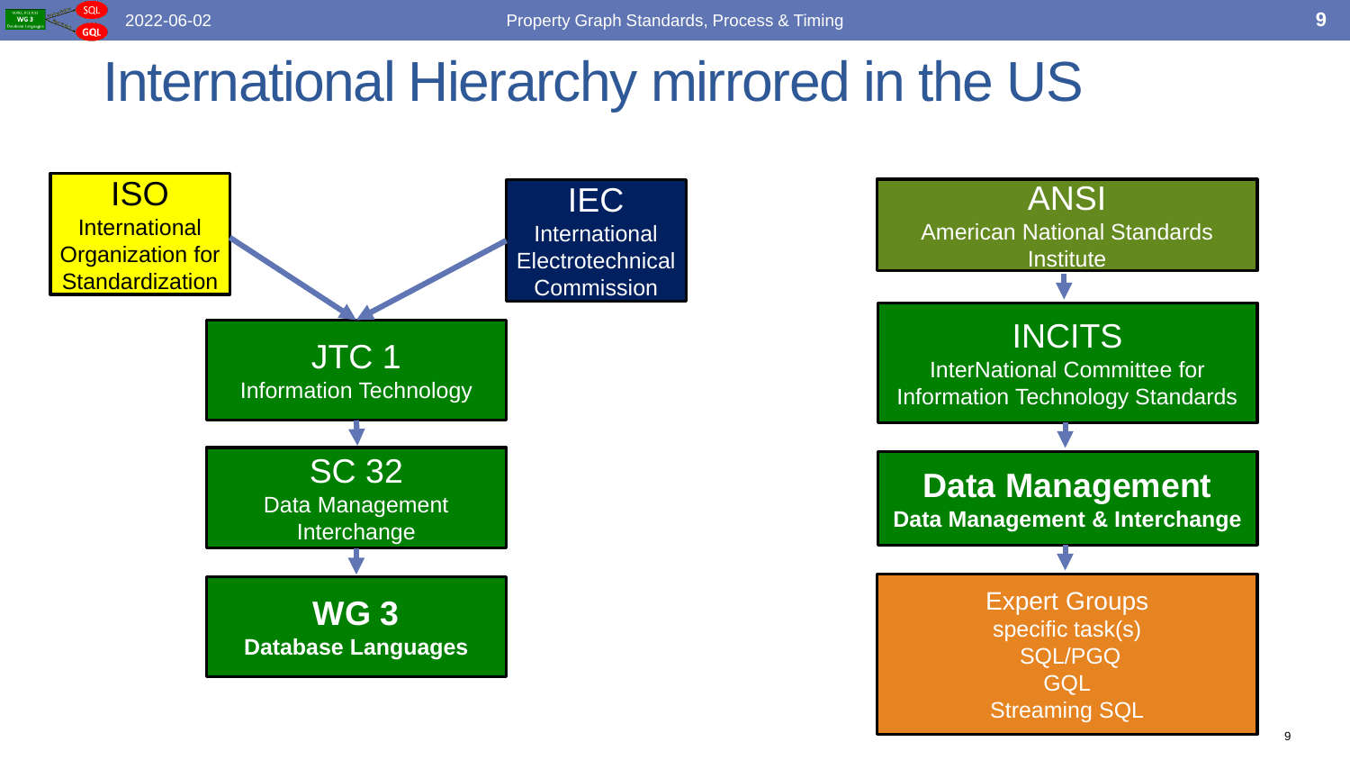# International Hierarchy mirrored in the US

**ISO**
International Organization for Standardization

**IEC**
International Electrotechnical Commission

↓

**JTC 1**
Information Technology

↓

**SC 32**
Data Management Interchange

↓

**WG 3**
**Database Languages**

---

**ANSI**
American National Standards Institute

↓

**INCITS**
InterNational Committee for Information Technology Standards

↓

**Data Management**
**Data Management & Interchange**

↓

**Expert Groups**
specific task(s)
SQL/PGQ
GQL
Streaming SQL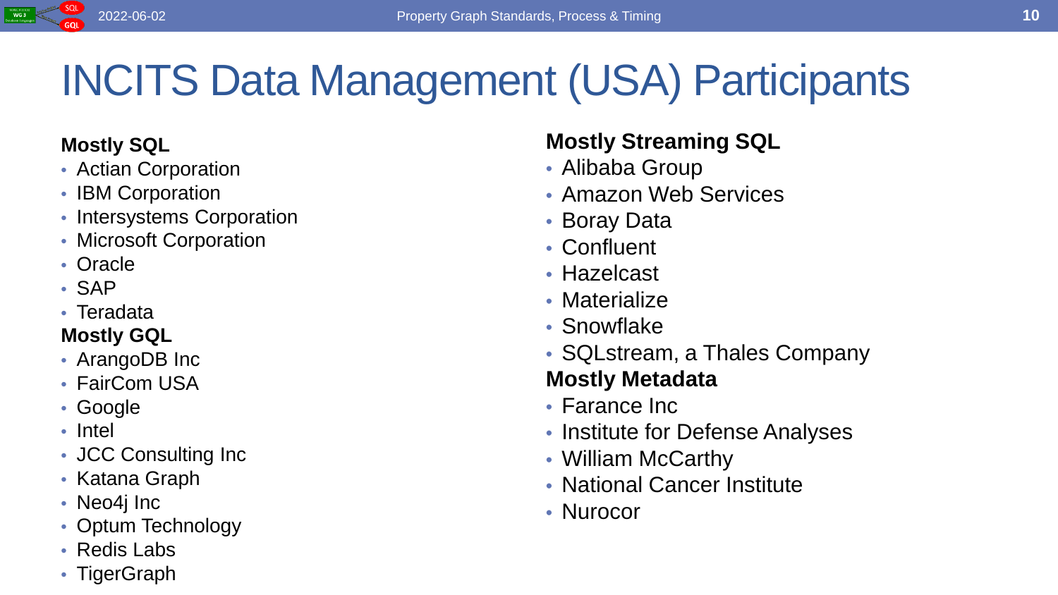# INCITS Data Management (USA) Participants

**Mostly SQL**

- Actian Corporation
- IBM Corporation
- Intersystems Corporation
- Microsoft Corporation
- Oracle
- SAP
- Teradata

**Mostly GQL**

- ArangoDB Inc
- FairCom USA
- Google
- Intel
- JCC Consulting Inc
- Katana Graph
- Neo4j Inc
- Optum Technology
- Redis Labs
- TigerGraph

**Mostly Streaming SQL**

- Alibaba Group
- Amazon Web Services
- Boray Data
- Confluent
- Hazelcast
- Materialize
- Snowflake
- SQLstream, a Thales Company

**Mostly Metadata**

- Farance Inc
- Institute for Defense Analyses
- William McCarthy
- National Cancer Institute
- Nurocor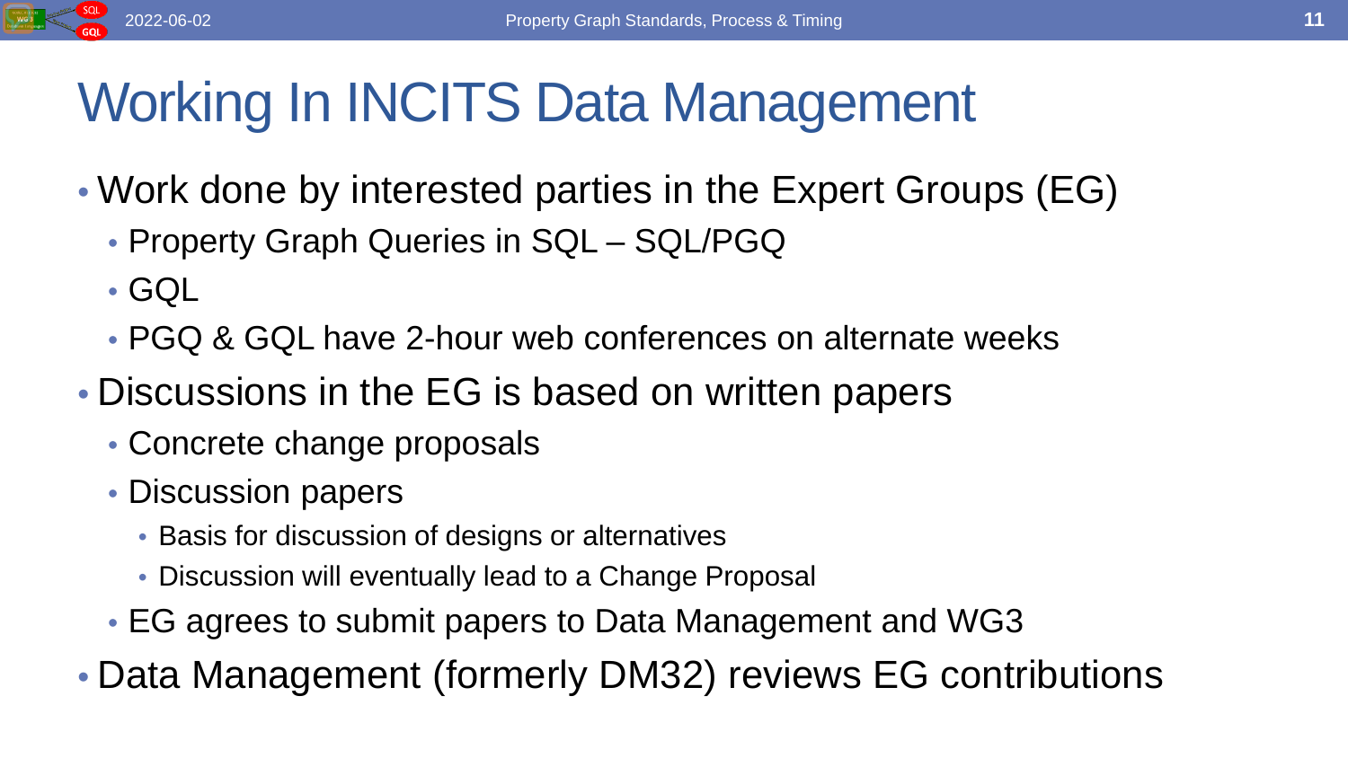# Working In INCITS Data Management

- Work done by interested parties in the Expert Groups (EG)
  - Property Graph Queries in SQL – SQL/PGQ
  - GQL
  - PGQ & GQL have 2-hour web conferences on alternate weeks
- Discussions in the EG is based on written papers
  - Concrete change proposals
  - Discussion papers
    - Basis for discussion of designs or alternatives
    - Discussion will eventually lead to a Change Proposal
  - EG agrees to submit papers to Data Management and WG3
- Data Management (formerly DM32) reviews EG contributions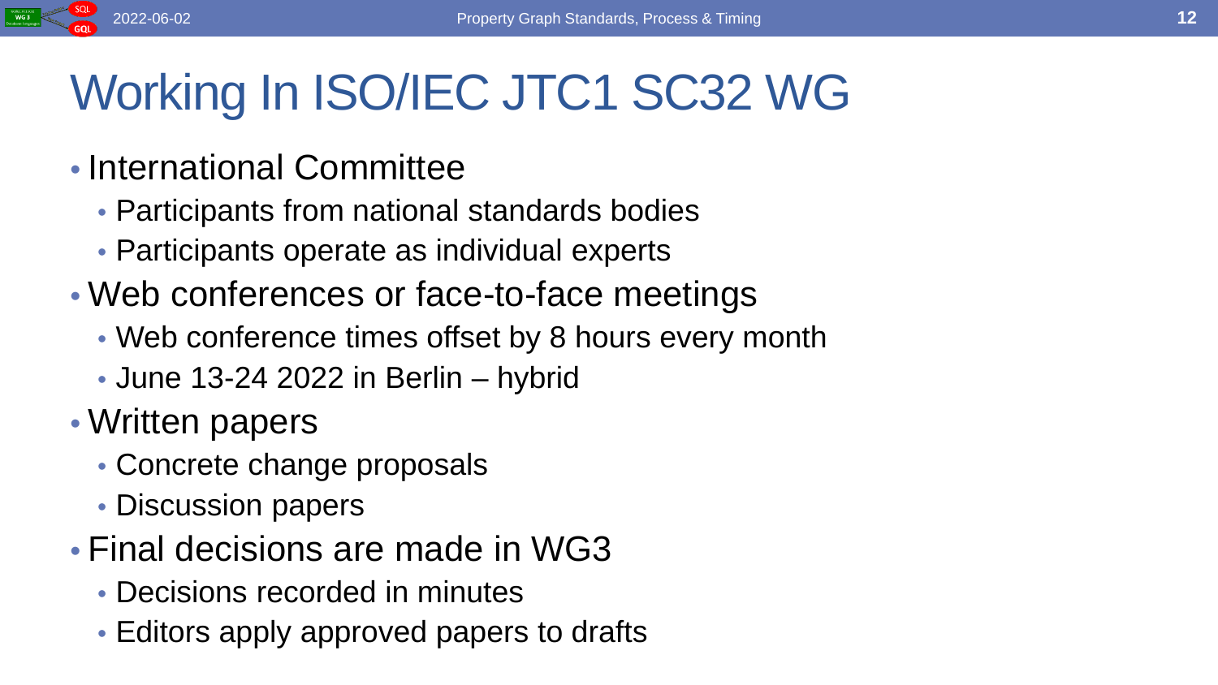# Working In ISO/IEC JTC1 SC32 WG

- International Committee
  - Participants from national standards bodies
  - Participants operate as individual experts
- Web conferences or face-to-face meetings
  - Web conference times offset by 8 hours every month
  - June 13-24 2022 in Berlin – hybrid
- Written papers
  - Concrete change proposals
  - Discussion papers
- Final decisions are made in WG3
  - Decisions recorded in minutes
  - Editors apply approved papers to drafts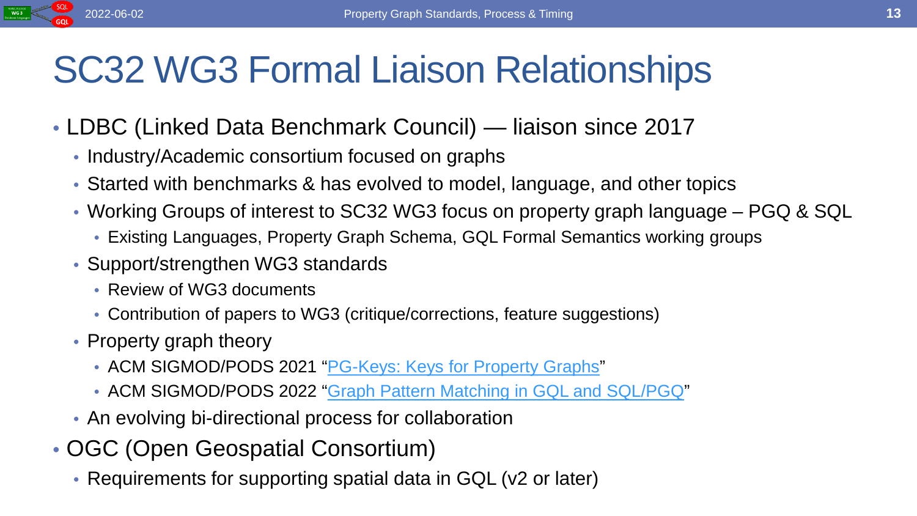# SC32 WG3 Formal Liaison Relationships

- LDBC (Linked Data Benchmark Council) — liaison since 2017
  - Industry/Academic consortium focused on graphs
  - Started with benchmarks & has evolved to model, language, and other topics
  - Working Groups of interest to SC32 WG3 focus on property graph language – PGQ & SQL
    - Existing Languages, Property Graph Schema, GQL Formal Semantics working groups
  - Support/strengthen WG3 standards
    - Review of WG3 documents
    - Contribution of papers to WG3 (critique/corrections, feature suggestions)
  - Property graph theory
    - ACM SIGMOD/PODS 2021 "PG-Keys: Keys for Property Graphs"
    - ACM SIGMOD/PODS 2022 "Graph Pattern Matching in GQL and SQL/PGQ"
  - An evolving bi-directional process for collaboration
- OGC (Open Geospatial Consortium)
  - Requirements for supporting spatial data in GQL (v2 or later)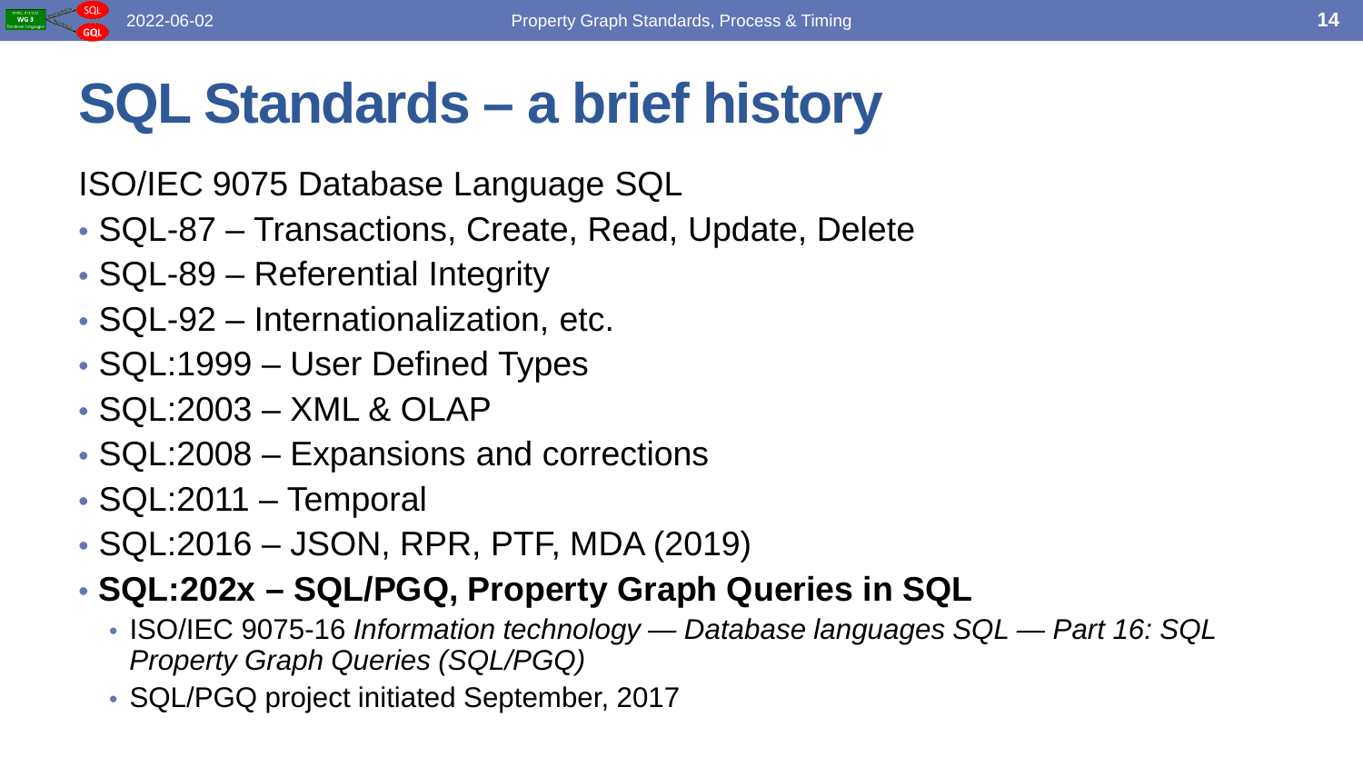# SQL Standards – a brief history

ISO/IEC 9075 Database Language SQL

- SQL-87 – Transactions, Create, Read, Update, Delete
- SQL-89 – Referential Integrity
- SQL-92 – Internationalization, etc.
- SQL:1999 – User Defined Types
- SQL:2003 – XML & OLAP
- SQL:2008 – Expansions and corrections
- SQL:2011 – Temporal
- SQL:2016 – JSON, RPR, PTF, MDA (2019)
- **SQL:202x – SQL/PGQ, Property Graph Queries in SQL**
  - ISO/IEC 9075-16 *Information technology — Database languages SQL — Part 16: SQL Property Graph Queries (SQL/PGQ)*
  - SQL/PGQ project initiated September, 2017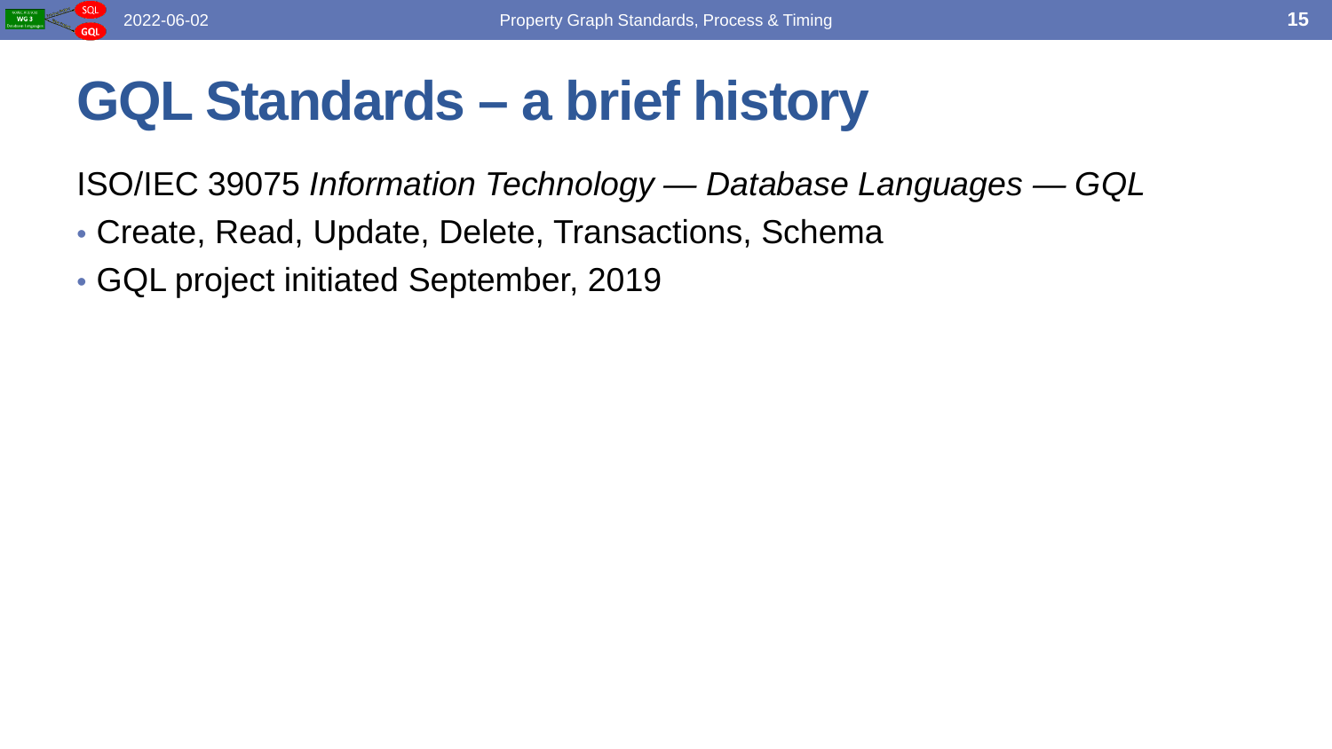# GQL Standards – a brief history

ISO/IEC 39075 *Information Technology — Database Languages — GQL*

- Create, Read, Update, Delete, Transactions, Schema
- GQL project initiated September, 2019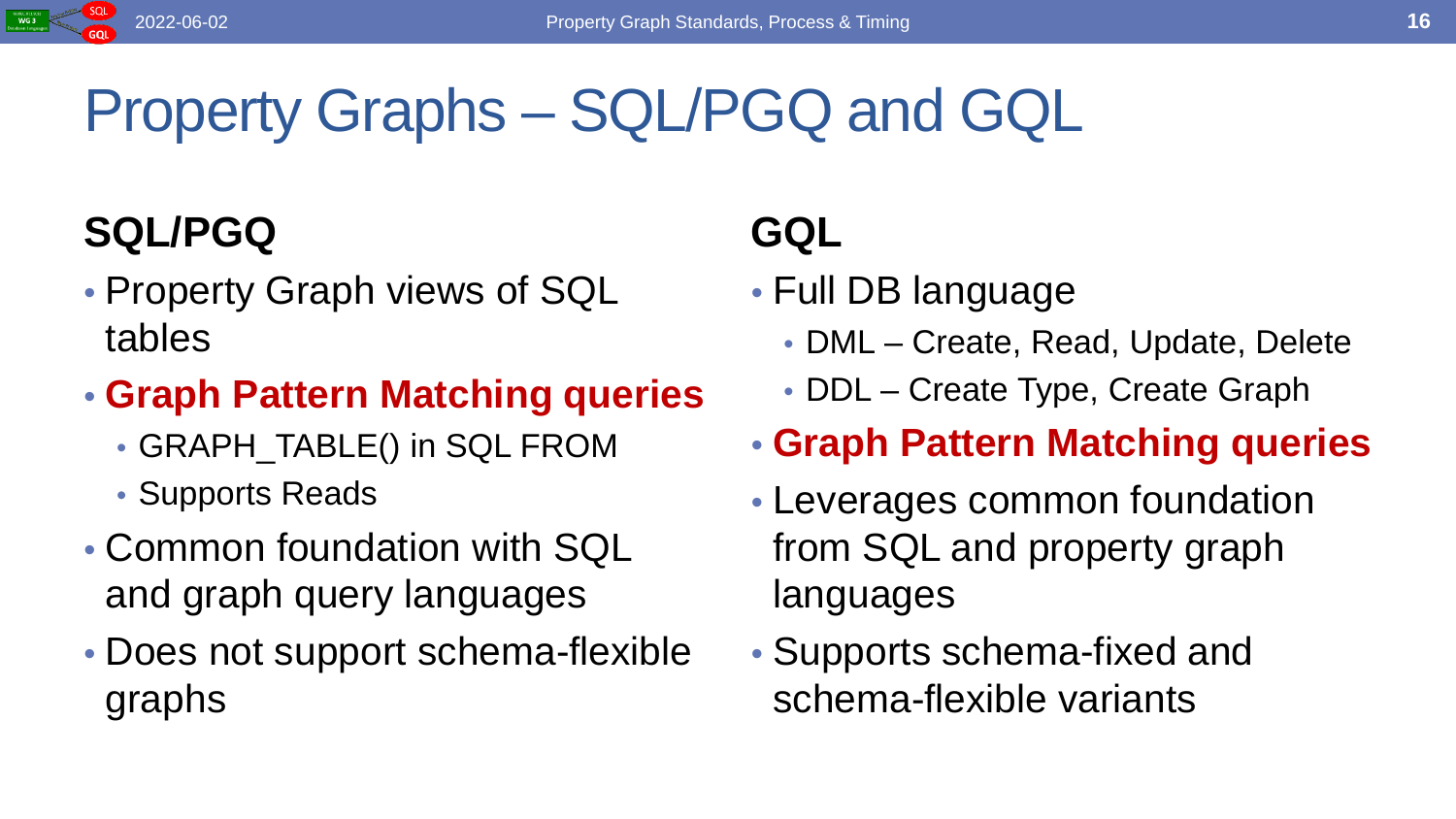# Property Graphs – SQL/PGQ and GQL

## SQL/PGQ

- Property Graph views of SQL tables
- **Graph Pattern Matching queries**
  - GRAPH_TABLE() in SQL FROM
  - Supports Reads
- Common foundation with SQL and graph query languages
- Does not support schema-flexible graphs

## GQL

- Full DB language
  - DML – Create, Read, Update, Delete
  - DDL – Create Type, Create Graph
- **Graph Pattern Matching queries**
- Leverages common foundation from SQL and property graph languages
- Supports schema-fixed and schema-flexible variants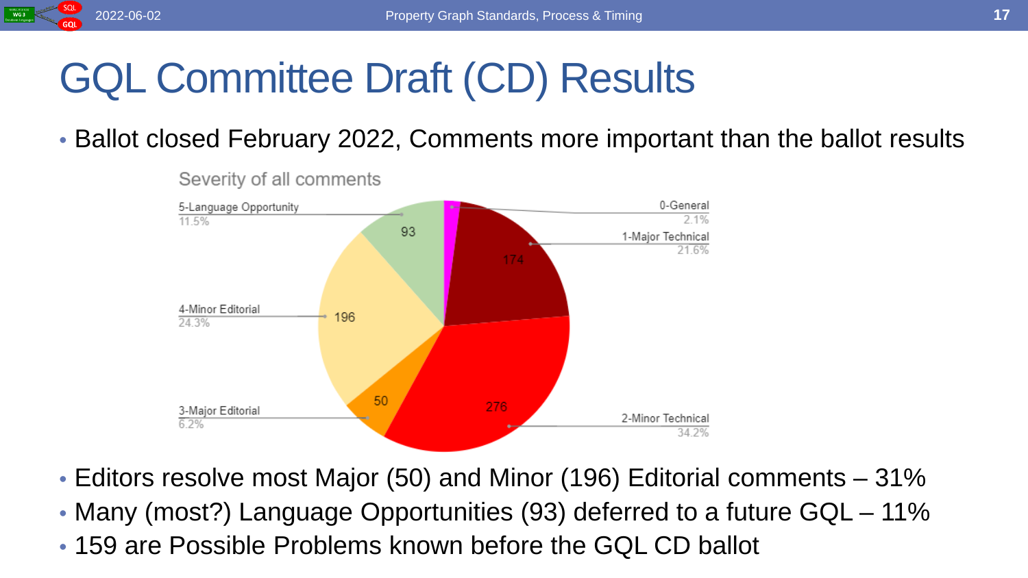# GQL Committee Draft (CD) Results

- Ballot closed February 2022, Comments more important than the ballot results

Severity of all comments

| Severity | Count | Percent |
| --- | --- | --- |
| 0-General | | 2.1% |
| 1-Major Technical | 174 | 21.6% |
| 2-Minor Technical | 276 | 34.2% |
| 3-Major Editorial | 50 | 6.2% |
| 4-Minor Editorial | 196 | 24.3% |
| 5-Language Opportunity | 93 | 11.5% |

- Editors resolve most Major (50) and Minor (196) Editorial comments – 31%
- Many (most?) Language Opportunities (93) deferred to a future GQL – 11%
- 159 are Possible Problems known before the GQL CD ballot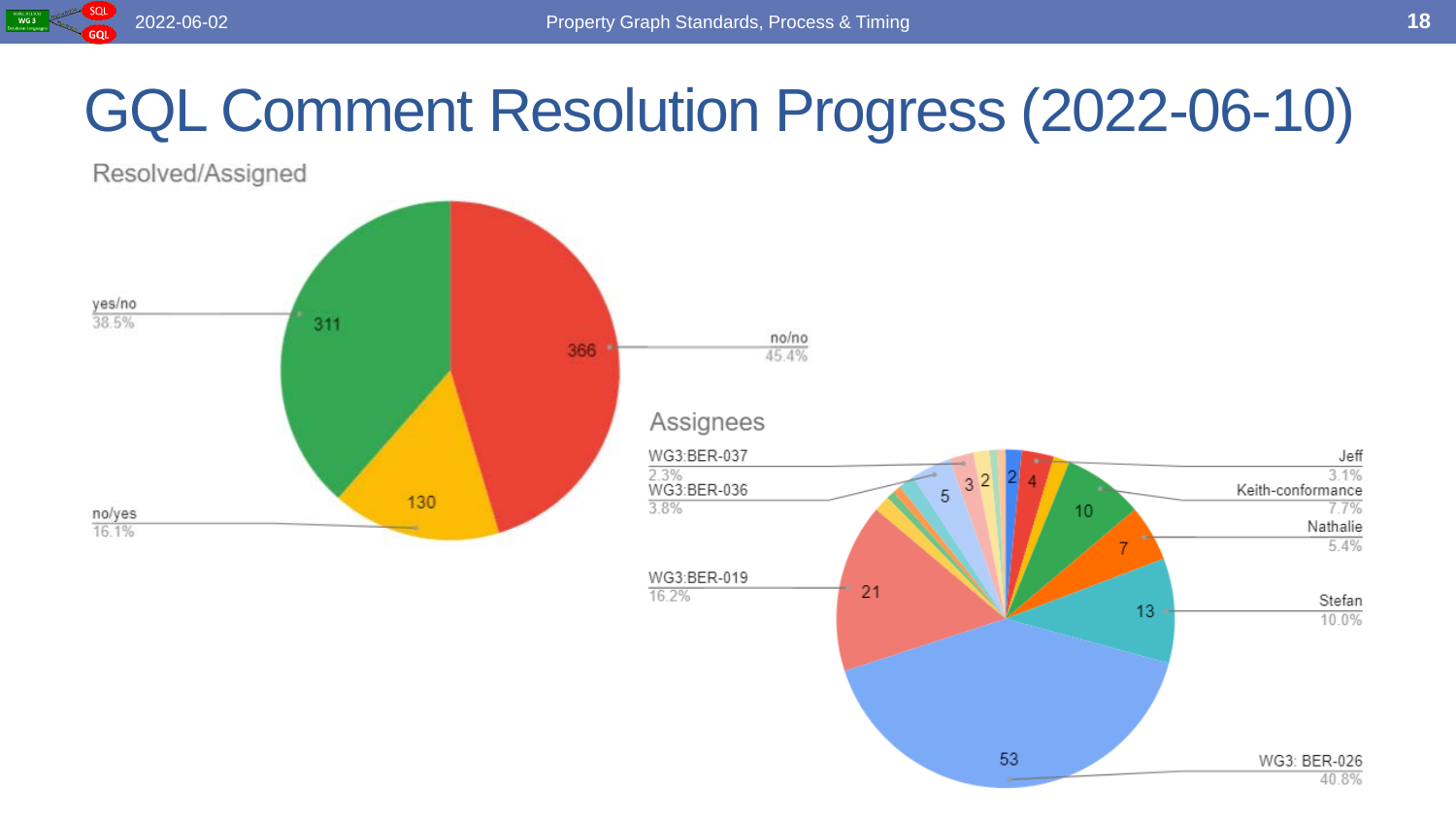# GQL Comment Resolution Progress (2022-06-10)

## Resolved/Assigned

| Resolved/Assigned | Count | Percentage |
|---|---|---|
| no/no | 366 | 45.4% |
| yes/no | 311 | 38.5% |
| no/yes | 130 | 16.1% |

## Assignees

| Assignee | Count | Percentage |
|---|---|---|
| WG3: BER-026 | 53 | 40.8% |
| WG3:BER-019 | 21 | 16.2% |
| Stefan | 13 | 10.0% |
| Keith-conformance | 10 | 7.7% |
| Nathalie | 7 | 5.4% |
| WG3:BER-036 | 5 | 3.8% |
| Jeff | 4 | 3.1% |
| WG3:BER-037 | 3 | 2.3% |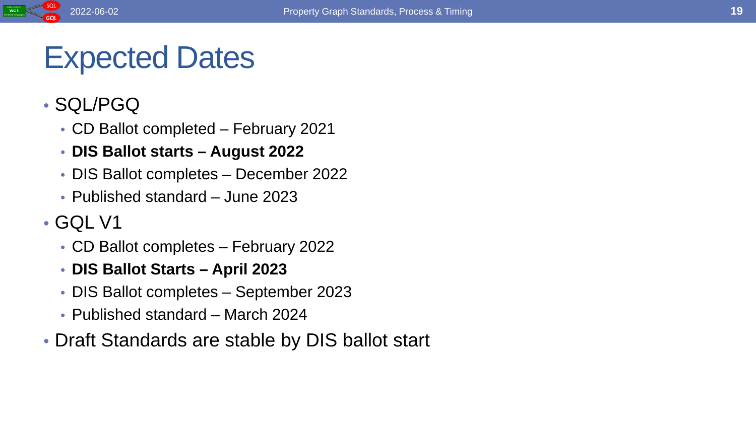# Expected Dates

- SQL/PGQ
  - CD Ballot completed – February 2021
  - **DIS Ballot starts – August 2022**
  - DIS Ballot completes – December 2022
  - Published standard – June 2023
- GQL V1
  - CD Ballot completes – February 2022
  - **DIS Ballot Starts – April 2023**
  - DIS Ballot completes – September 2023
  - Published standard – March 2024
- Draft Standards are stable by DIS ballot start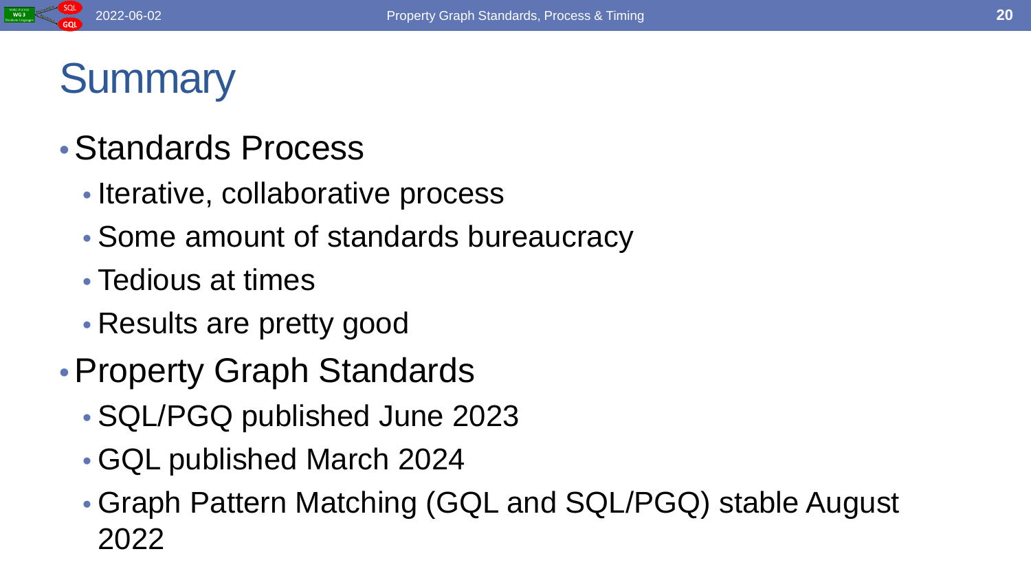# Summary

- Standards Process
  - Iterative, collaborative process
  - Some amount of standards bureaucracy
  - Tedious at times
  - Results are pretty good
- Property Graph Standards
  - SQL/PGQ published June 2023
  - GQL published March 2024
  - Graph Pattern Matching (GQL and SQL/PGQ) stable August 2022